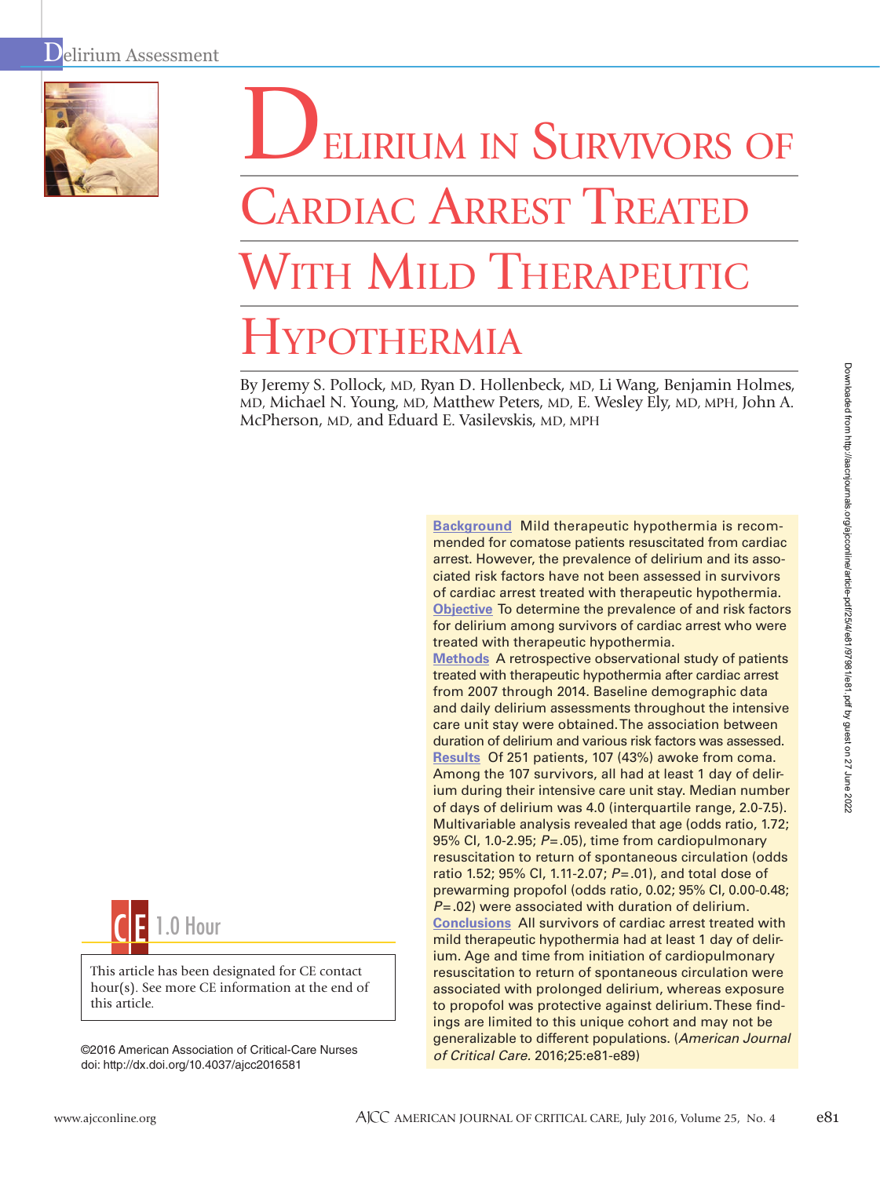# Delirium in Survivors of Cardiac Arrest Treated With Mild Therapeutic Hypothermia

By Jeremy S. Pollock, MD, Ryan D. Hollenbeck, MD, Li Wang, Benjamin Holmes, MD, Michael N. Young, MD, Matthew Peters, MD, E. Wesley Ely, MD, MPH, John A. McPherson, MD, and Eduard E. Vasilevskis, MD, MPH

**Background** Mild therapeutic hypothermia is recommended for comatose patients resuscitated from cardiac arrest. However, the prevalence of delirium and its associated risk factors have not been assessed in survivors of cardiac arrest treated with therapeutic hypothermia.

**Objective** To determine the prevalence of and risk factors for delirium among survivors of cardiac arrest who were treated with therapeutic hypothermia.

**Methods** A retrospective observational study of patients treated with therapeutic hypothermia after cardiac arrest from 2007 through 2014. Baseline demographic data and daily delirium assessments throughout the intensive care unit stay were obtained. The association between duration of delirium and various risk factors was assessed.

**Results** Of 251 patients, 107 (43%) awoke from coma. Among the 107 survivors, all had at least 1 day of delirium during their intensive care unit stay. Median number of days of delirium was 4.0 (interquartile range, 2.0-7.5). Multivariable analysis revealed that age (odds ratio, 1.72; 95% CI, 1.0-2.95; $P = .05$), time from cardiopulmonary resuscitation to return of spontaneous circulation (odds ratio 1.52; 95% CI, 1.11-2.07; $P = .01$), and total dose of prewarming propofol (odds ratio, 0.02; 95% CI, 0.00-0.48; $P = .02$) were associated with duration of delirium.

**Conclusions** All survivors of cardiac arrest treated with mild therapeutic hypothermia had at least 1 day of delirium. Age and time from initiation of cardiopulmonary resuscitation to return of spontaneous circulation were associated with prolonged delirium, whereas exposure to propofol was protective against delirium. These findings are limited to this unique cohort and may not be generalizable to different populations. (*American Journal of Critical Care*. 2016;25:e81-e89)

**CE 1.0 Hour**

This article has been designated for CE contact hour(s). See more CE information at the end of this article.

©2016 American Association of Critical-Care Nurses
doi: http://dx.doi.org/10.4037/ajcc2016581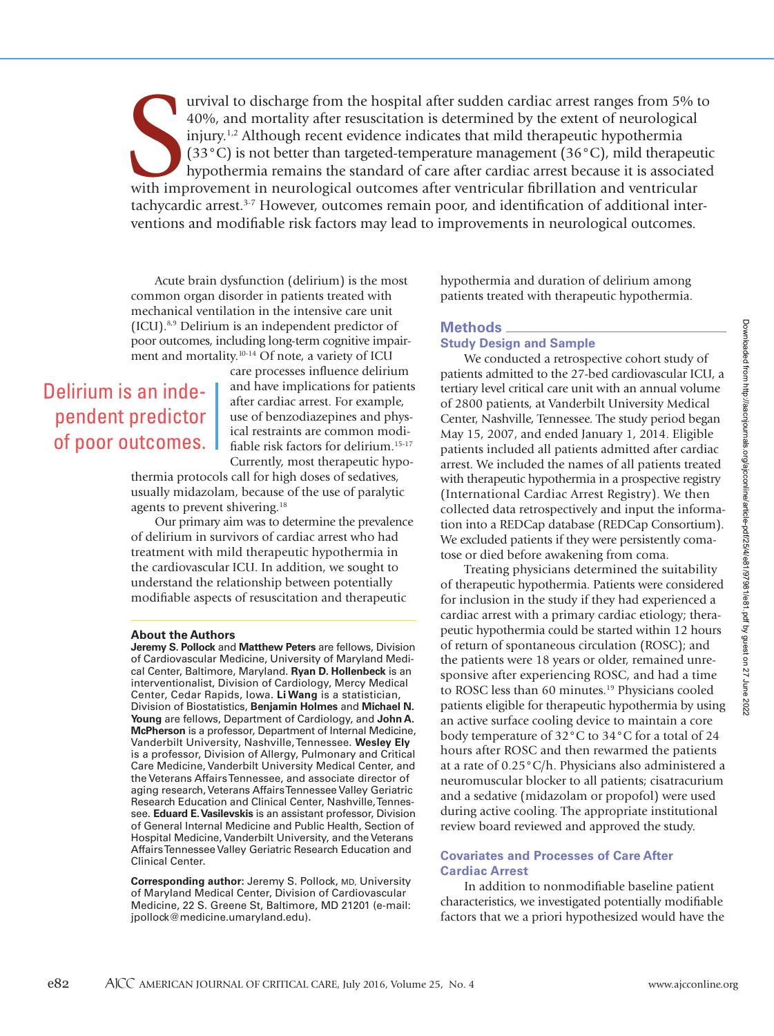Survival to discharge from the hospital after sudden cardiac arrest ranges from 5% to 40%, and mortality after resuscitation is determined by the extent of neurological injury.[1,2] Although recent evidence indicates that mild therapeutic hypothermia (33°C) is not better than targeted-temperature management (36°C), mild therapeutic hypothermia remains the standard of care after cardiac arrest because it is associated with improvement in neurological outcomes after ventricular fibrillation and ventricular tachycardic arrest.[3-7] However, outcomes remain poor, and identification of additional interventions and modifiable risk factors may lead to improvements in neurological outcomes.

Acute brain dysfunction (delirium) is the most common organ disorder in patients treated with mechanical ventilation in the intensive care unit (ICU).[8,9] Delirium is an independent predictor of poor outcomes, including long-term cognitive impairment and mortality.[10-14] Of note, a variety of ICU care processes influence delirium and have implications for patients after cardiac arrest. For example, use of benzodiazepines and physical restraints are common modifiable risk factors for delirium.[15-17] Currently, most therapeutic hypothermia protocols call for high doses of sedatives, usually midazolam, because of the use of paralytic agents to prevent shivering.[18]

> Delirium is an independent predictor of poor outcomes.

Our primary aim was to determine the prevalence of delirium in survivors of cardiac arrest who had treatment with mild therapeutic hypothermia in the cardiovascular ICU. In addition, we sought to understand the relationship between potentially modifiable aspects of resuscitation and therapeutic hypothermia and duration of delirium among patients treated with therapeutic hypothermia.

**About the Authors**

**Jeremy S. Pollock** and **Matthew Peters** are fellows, Division of Cardiovascular Medicine, University of Maryland Medical Center, Baltimore, Maryland. **Ryan D. Hollenbeck** is an interventionalist, Division of Cardiology, Mercy Medical Center, Cedar Rapids, Iowa. **Li Wang** is a statistician, Division of Biostatistics, **Benjamin Holmes** and **Michael N. Young** are fellows, Department of Cardiology, and **John A. McPherson** is a professor, Department of Internal Medicine, Vanderbilt University, Nashville, Tennessee. **Wesley Ely** is a professor, Division of Allergy, Pulmonary and Critical Care Medicine, Vanderbilt University Medical Center, and the Veterans Affairs Tennessee, and associate director of aging research, Veterans Affairs Tennessee Valley Geriatric Research Education and Clinical Center, Nashville, Tennessee. **Eduard E. Vasilevskis** is an assistant professor, Division of General Internal Medicine and Public Health, Section of Hospital Medicine, Vanderbilt University, and the Veterans Affairs Tennessee Valley Geriatric Research Education and Clinical Center.

**Corresponding author:** Jeremy S. Pollock, MD, University of Maryland Medical Center, Division of Cardiovascular Medicine, 22 S. Greene St, Baltimore, MD 21201 (e-mail: jpollock@medicine.umaryland.edu).

## Methods

### Study Design and Sample

We conducted a retrospective cohort study of patients admitted to the 27-bed cardiovascular ICU, a tertiary level critical care unit with an annual volume of 2800 patients, at Vanderbilt University Medical Center, Nashville, Tennessee. The study period began May 15, 2007, and ended January 1, 2014. Eligible patients included all patients admitted after cardiac arrest. We included the names of all patients treated with therapeutic hypothermia in a prospective registry (International Cardiac Arrest Registry). We then collected data retrospectively and input the information into a REDCap database (REDCap Consortium). We excluded patients if they were persistently comatose or died before awakening from coma.

Treating physicians determined the suitability of therapeutic hypothermia. Patients were considered for inclusion in the study if they had experienced a cardiac arrest with a primary cardiac etiology; therapeutic hypothermia could be started within 12 hours of return of spontaneous circulation (ROSC); and the patients were 18 years or older, remained unresponsive after experiencing ROSC, and had a time to ROSC less than 60 minutes.[19] Physicians cooled patients eligible for therapeutic hypothermia by using an active surface cooling device to maintain a core body temperature of 32°C to 34°C for a total of 24 hours after ROSC and then rewarmed the patients at a rate of 0.25°C/h. Physicians also administered a neuromuscular blocker to all patients; cisatracurium and a sedative (midazolam or propofol) were used during active cooling. The appropriate institutional review board reviewed and approved the study.

### Covariates and Processes of Care After Cardiac Arrest

In addition to nonmodifiable baseline patient characteristics, we investigated potentially modifiable factors that we a priori hypothesized would have the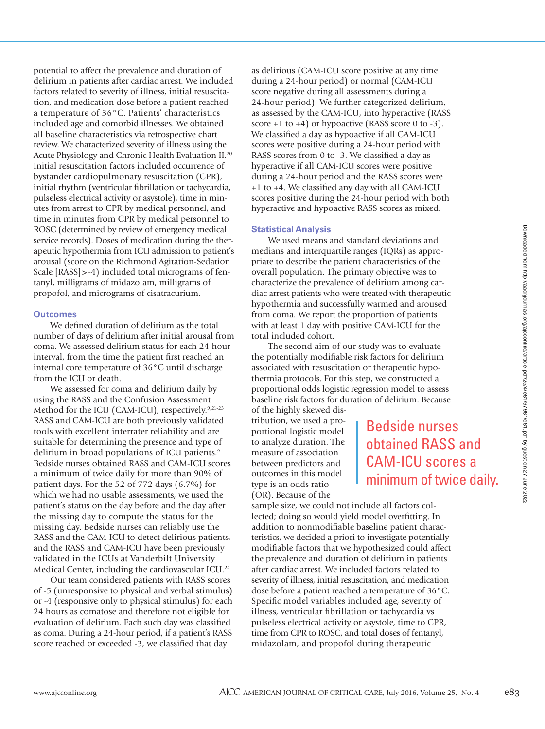potential to affect the prevalence and duration of delirium in patients after cardiac arrest. We included factors related to severity of illness, initial resuscitation, and medication dose before a patient reached a temperature of 36°C. Patients' characteristics included age and comorbid illnesses. We obtained all baseline characteristics via retrospective chart review. We characterized severity of illness using the Acute Physiology and Chronic Health Evaluation II.[20] Initial resuscitation factors included occurrence of bystander cardiopulmonary resuscitation (CPR), initial rhythm (ventricular fibrillation or tachycardia, pulseless electrical activity or asystole), time in minutes from arrest to CPR by medical personnel, and time in minutes from CPR by medical personnel to ROSC (determined by review of emergency medical service records). Doses of medication during the therapeutic hypothermia from ICU admission to patient's arousal (score on the Richmond Agitation-Sedation Scale [RASS] > -4) included total micrograms of fentanyl, milligrams of midazolam, milligrams of propofol, and micrograms of cisatracurium.

### Outcomes

We defined duration of delirium as the total number of days of delirium after initial arousal from coma. We assessed delirium status for each 24-hour interval, from the time the patient first reached an internal core temperature of 36°C until discharge from the ICU or death.

We assessed for coma and delirium daily by using the RASS and the Confusion Assessment Method for the ICU (CAM-ICU), respectively.[9,21-23] RASS and CAM-ICU are both previously validated tools with excellent interrater reliability and are suitable for determining the presence and type of delirium in broad populations of ICU patients.[9] Bedside nurses obtained RASS and CAM-ICU scores a minimum of twice daily for more than 90% of patient days. For the 52 of 772 days (6.7%) for which we had no usable assessments, we used the patient's status on the day before and the day after the missing day to compute the status for the missing day. Bedside nurses can reliably use the RASS and the CAM-ICU to detect delirious patients, and the RASS and CAM-ICU have been previously validated in the ICUs at Vanderbilt University Medical Center, including the cardiovascular ICU.[24]

Our team considered patients with RASS scores of -5 (unresponsive to physical and verbal stimulus) or -4 (responsive only to physical stimulus) for each 24 hours as comatose and therefore not eligible for evaluation of delirium. Each such day was classified as coma. During a 24-hour period, if a patient's RASS score reached or exceeded -3, we classified that day as delirious (CAM-ICU score positive at any time during a 24-hour period) or normal (CAM-ICU score negative during all assessments during a 24-hour period). We further categorized delirium, as assessed by the CAM-ICU, into hyperactive (RASS score +1 to +4) or hypoactive (RASS score 0 to -3). We classified a day as hypoactive if all CAM-ICU scores were positive during a 24-hour period with RASS scores from 0 to -3. We classified a day as hyperactive if all CAM-ICU scores were positive during a 24-hour period and the RASS scores were +1 to +4. We classified any day with all CAM-ICU scores positive during the 24-hour period with both hyperactive and hypoactive RASS scores as mixed.

### Statistical Analysis

We used means and standard deviations and medians and interquartile ranges (IQRs) as appropriate to describe the patient characteristics of the overall population. The primary objective was to characterize the prevalence of delirium among cardiac arrest patients who were treated with therapeutic hypothermia and successfully warmed and aroused from coma. We report the proportion of patients with at least 1 day with positive CAM-ICU for the total included cohort.

The second aim of our study was to evaluate the potentially modifiable risk factors for delirium associated with resuscitation or therapeutic hypothermia protocols. For this step, we constructed a proportional odds logistic regression model to assess baseline risk factors for duration of delirium. Because of the highly skewed distribution, we used a proportional logistic model to analyze duration. The measure of association between predictors and outcomes in this model type is an odds ratio (OR). Because of the sample size, we could not include all factors collected; doing so would yield model overfitting. In addition to nonmodifiable baseline patient characteristics, we decided a priori to investigate potentially modifiable factors that we hypothesized could affect the prevalence and duration of delirium in patients after cardiac arrest. We included factors related to severity of illness, initial resuscitation, and medication dose before a patient reached a temperature of 36°C. Specific model variables included age, severity of illness, ventricular fibrillation or tachycardia vs pulseless electrical activity or asystole, time to CPR, time from CPR to ROSC, and total doses of fentanyl, midazolam, and propofol during therapeutic

> Bedside nurses obtained RASS and CAM-ICU scores a minimum of twice daily.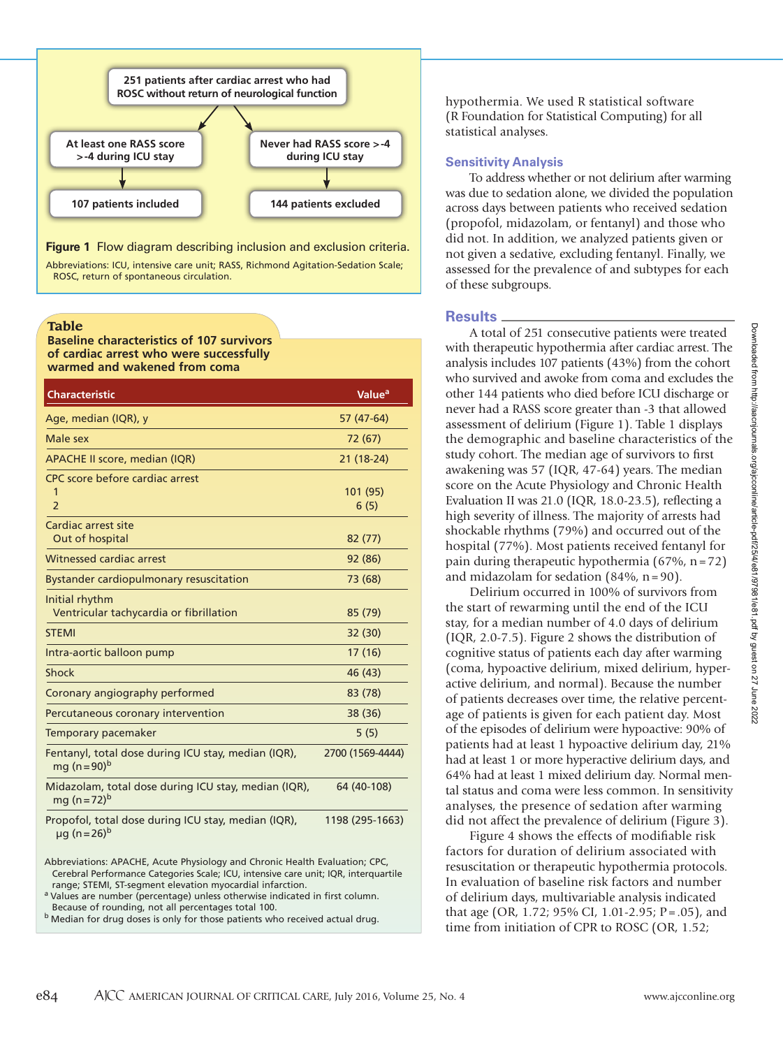**Figure 1 flow diagram:**

251 patients after cardiac arrest who had ROSC without return of neurological function

- At least one RASS score >-4 during ICU stay → 107 patients included
- Never had RASS score >-4 during ICU stay → 144 patients excluded

**Figure 1** Flow diagram describing inclusion and exclusion criteria.

Abbreviations: ICU, intensive care unit; RASS, Richmond Agitation-Sedation Scale; ROSC, return of spontaneous circulation.

**Table**
**Baseline characteristics of 107 survivors of cardiac arrest who were successfully warmed and wakened from coma**

| Characteristic | Value[a] |
|---|---|
| Age, median (IQR), y | 57 (47-64) |
| Male sex | 72 (67) |
| APACHE II score, median (IQR) | 21 (18-24) |
| CPC score before cardiac arrest | |
| 1 | 101 (95) |
| 2 | 6 (5) |
| Cardiac arrest site | |
| Out of hospital | 82 (77) |
| Witnessed cardiac arrest | 92 (86) |
| Bystander cardiopulmonary resuscitation | 73 (68) |
| Initial rhythm | |
| Ventricular tachycardia or fibrillation | 85 (79) |
| STEMI | 32 (30) |
| Intra-aortic balloon pump | 17 (16) |
| Shock | 46 (43) |
| Coronary angiography performed | 83 (78) |
| Percutaneous coronary intervention | 38 (36) |
| Temporary pacemaker | 5 (5) |
| Fentanyl, total dose during ICU stay, median (IQR), mg (n=90)[b] | 2700 (1569-4444) |
| Midazolam, total dose during ICU stay, median (IQR), mg (n=72)[b] | 64 (40-108) |
| Propofol, total dose during ICU stay, median (IQR), μg (n=26)[b] | 1198 (295-1663) |

Abbreviations: APACHE, Acute Physiology and Chronic Health Evaluation; CPC, Cerebral Performance Categories Scale; ICU, intensive care unit; IQR, interquartile range; STEMI, ST-segment elevation myocardial infarction.

[a] Values are number (percentage) unless otherwise indicated in first column. Because of rounding, not all percentages total 100.

[b] Median for drug doses is only for those patients who received actual drug.

hypothermia. We used R statistical software (R Foundation for Statistical Computing) for all statistical analyses.

### Sensitivity Analysis

To address whether or not delirium after warming was due to sedation alone, we divided the population across days between patients who received sedation (propofol, midazolam, or fentanyl) and those who did not. In addition, we analyzed patients given or not given a sedative, excluding fentanyl. Finally, we assessed for the prevalence of and subtypes for each of these subgroups.

## Results

A total of 251 consecutive patients were treated with therapeutic hypothermia after cardiac arrest. The analysis includes 107 patients (43%) from the cohort who survived and awoke from coma and excludes the other 144 patients who died before ICU discharge or never had a RASS score greater than -3 that allowed assessment of delirium (Figure 1). Table 1 displays the demographic and baseline characteristics of the study cohort. The median age of survivors to first awakening was 57 (IQR, 47-64) years. The median score on the Acute Physiology and Chronic Health Evaluation II was 21.0 (IQR, 18.0-23.5), reflecting a high severity of illness. The majority of arrests had shockable rhythms (79%) and occurred out of the hospital (77%). Most patients received fentanyl for pain during therapeutic hypothermia (67%, n=72) and midazolam for sedation (84%, n=90).

Delirium occurred in 100% of survivors from the start of rewarming until the end of the ICU stay, for a median number of 4.0 days of delirium (IQR, 2.0-7.5). Figure 2 shows the distribution of cognitive status of patients each day after warming (coma, hypoactive delirium, mixed delirium, hyperactive delirium, and normal). Because the number of patients decreases over time, the relative percentage of patients is given for each patient day. Most of the episodes of delirium were hypoactive: 90% of patients had at least 1 hypoactive delirium day, 21% had at least 1 or more hyperactive delirium days, and 64% had at least 1 mixed delirium day. Normal mental status and coma were less common. In sensitivity analyses, the presence of sedation after warming did not affect the prevalence of delirium (Figure 3).

Figure 4 shows the effects of modifiable risk factors for duration of delirium associated with resuscitation or therapeutic hypothermia protocols. In evaluation of baseline risk factors and number of delirium days, multivariable analysis indicated that age (OR, 1.72; 95% CI, 1.01-2.95; P=.05), and time from initiation of CPR to ROSC (OR, 1.52;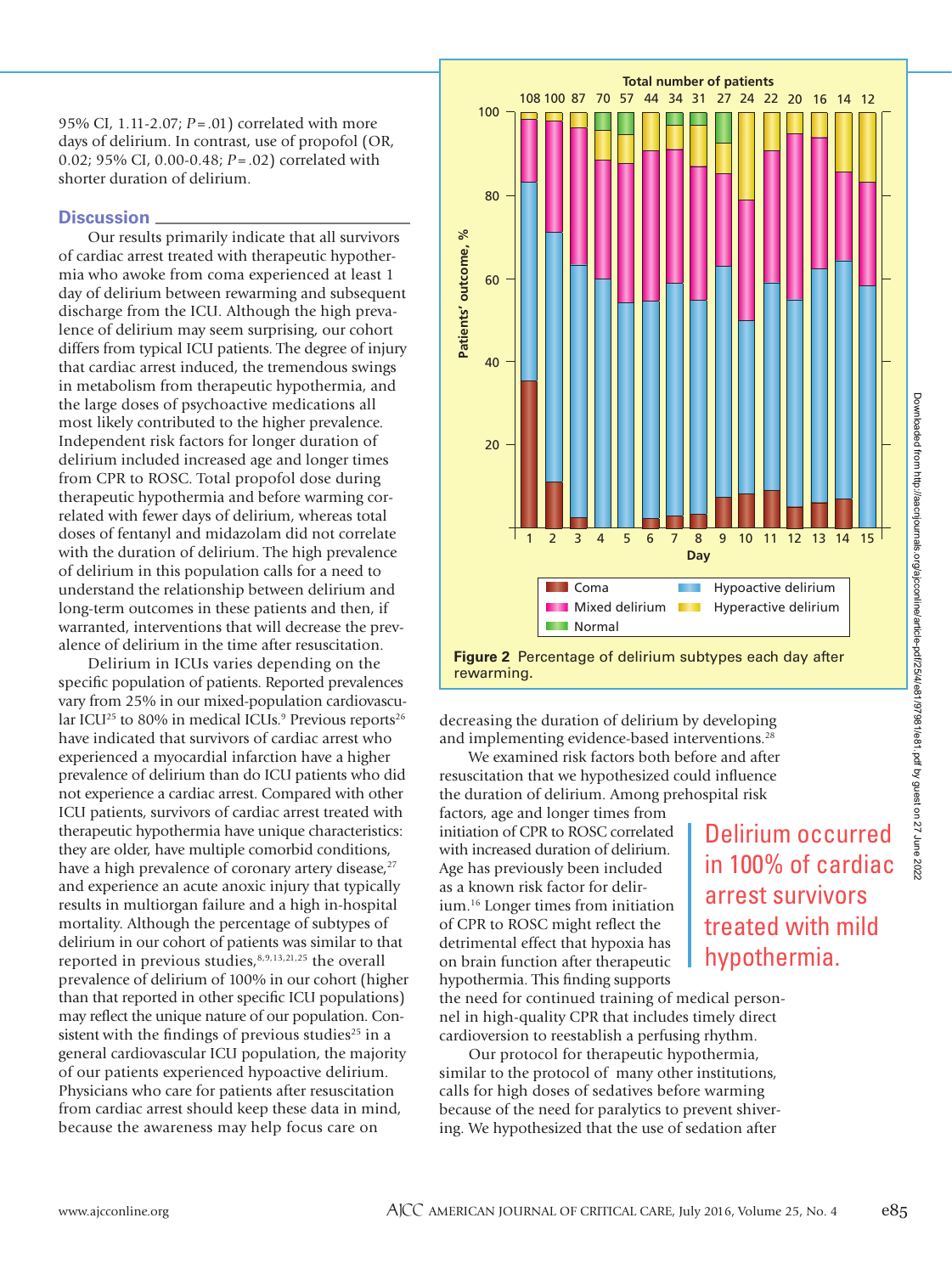95% CI, 1.11-2.07; $P = .01$) correlated with more days of delirium. In contrast, use of propofol (OR, 0.02; 95% CI, 0.00-0.48; $P = .02$) correlated with shorter duration of delirium.

## Discussion

Our results primarily indicate that all survivors of cardiac arrest treated with therapeutic hypothermia who awoke from coma experienced at least 1 day of delirium between rewarming and subsequent discharge from the ICU. Although the high prevalence of delirium may seem surprising, our cohort differs from typical ICU patients. The degree of injury that cardiac arrest induced, the tremendous swings in metabolism from therapeutic hypothermia, and the large doses of psychoactive medications all most likely contributed to the higher prevalence. Independent risk factors for longer duration of delirium included increased age and longer times from CPR to ROSC. Total propofol dose during therapeutic hypothermia and before warming correlated with fewer days of delirium, whereas total doses of fentanyl and midazolam did not correlate with the duration of delirium. The high prevalence of delirium in this population calls for a need to understand the relationship between delirium and long-term outcomes in these patients and then, if warranted, interventions that will decrease the prevalence of delirium in the time after resuscitation.

Delirium in ICUs varies depending on the specific population of patients. Reported prevalences vary from 25% in our mixed-population cardiovascular ICU[25] to 80% in medical ICUs.[9] Previous reports[26] have indicated that survivors of cardiac arrest who experienced a myocardial infarction have a higher prevalence of delirium than do ICU patients who did not experience a cardiac arrest. Compared with other ICU patients, survivors of cardiac arrest treated with therapeutic hypothermia have unique characteristics: they are older, have multiple comorbid conditions, have a high prevalence of coronary artery disease,[27] and experience an acute anoxic injury that typically results in multiorgan failure and a high in-hospital mortality. Although the percentage of subtypes of delirium in our cohort of patients was similar to that reported in previous studies,[8,9,13,21,25] the overall prevalence of delirium of 100% in our cohort (higher than that reported in other specific ICU populations) may reflect the unique nature of our population. Consistent with the findings of previous studies[25] in a general cardiovascular ICU population, the majority of our patients experienced hypoactive delirium. Physicians who care for patients after resuscitation from cardiac arrest should keep these data in mind, because the awareness may help focus care on decreasing the duration of delirium by developing and implementing evidence-based interventions.[28]

**Figure 2** Percentage of delirium subtypes each day after rewarming.

We examined risk factors both before and after resuscitation that we hypothesized could influence the duration of delirium. Among prehospital risk factors, age and longer times from initiation of CPR to ROSC correlated with increased duration of delirium. Age has previously been included as a known risk factor for delirium.[16] Longer times from initiation of CPR to ROSC might reflect the detrimental effect that hypoxia has on brain function after therapeutic hypothermia. This finding supports the need for continued training of medical personnel in high-quality CPR that includes timely direct cardioversion to reestablish a perfusing rhythm.

Delirium occurred in 100% of cardiac arrest survivors treated with mild hypothermia.

Our protocol for therapeutic hypothermia, similar to the protocol of many other institutions, calls for high doses of sedatives before warming because of the need for paralytics to prevent shivering. We hypothesized that the use of sedation after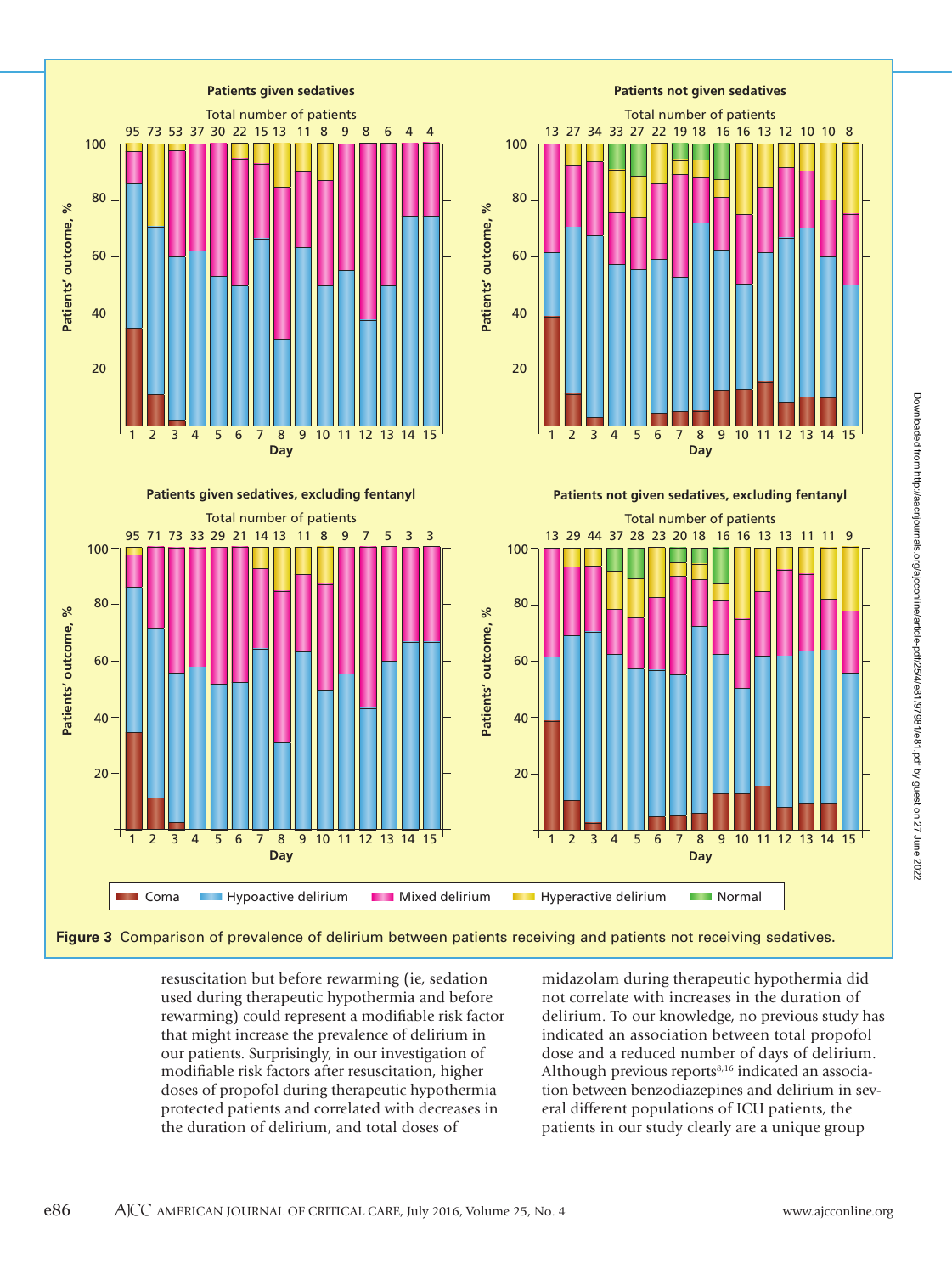**Figure 3** Comparison of prevalence of delirium between patients receiving and patients not receiving sedatives.

resuscitation but before rewarming (ie, sedation used during therapeutic hypothermia and before rewarming) could represent a modifiable risk factor that might increase the prevalence of delirium in our patients. Surprisingly, in our investigation of modifiable risk factors after resuscitation, higher doses of propofol during therapeutic hypothermia protected patients and correlated with decreases in the duration of delirium, and total doses of midazolam during therapeutic hypothermia did not correlate with increases in the duration of delirium. To our knowledge, no previous study has indicated an association between total propofol dose and a reduced number of days of delirium. Although previous reports[8,16] indicated an association between benzodiazepines and delirium in several different populations of ICU patients, the patients in our study clearly are a unique group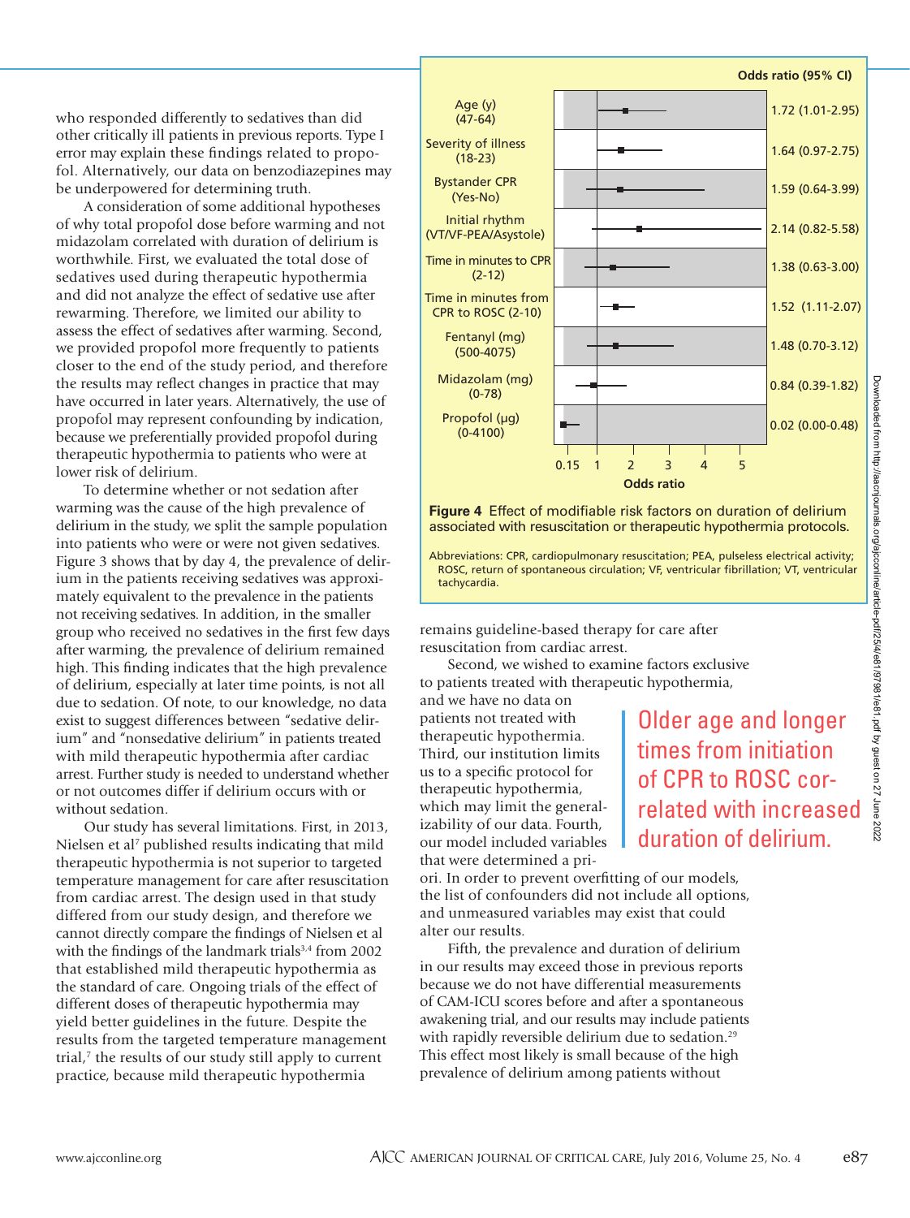who responded differently to sedatives than did other critically ill patients in previous reports. Type I error may explain these findings related to propofol. Alternatively, our data on benzodiazepines may be underpowered for determining truth.

A consideration of some additional hypotheses of why total propofol dose before warming and not midazolam correlated with duration of delirium is worthwhile. First, we evaluated the total dose of sedatives used during therapeutic hypothermia and did not analyze the effect of sedative use after rewarming. Therefore, we limited our ability to assess the effect of sedatives after warming. Second, we provided propofol more frequently to patients closer to the end of the study period, and therefore the results may reflect changes in practice that may have occurred in later years. Alternatively, the use of propofol may represent confounding by indication, because we preferentially provided propofol during therapeutic hypothermia to patients who were at lower risk of delirium.

To determine whether or not sedation after warming was the cause of the high prevalence of delirium in the study, we split the sample population into patients who were or were not given sedatives. Figure 3 shows that by day 4, the prevalence of delirium in the patients receiving sedatives was approximately equivalent to the prevalence in the patients not receiving sedatives. In addition, in the smaller group who received no sedatives in the first few days after warming, the prevalence of delirium remained high. This finding indicates that the high prevalence of delirium, especially at later time points, is not all due to sedation. Of note, to our knowledge, no data exist to suggest differences between "sedative delirium" and "nonsedative delirium" in patients treated with mild therapeutic hypothermia after cardiac arrest. Further study is needed to understand whether or not outcomes differ if delirium occurs with or without sedation.

Our study has several limitations. First, in 2013, Nielsen et al[7] published results indicating that mild therapeutic hypothermia is not superior to targeted temperature management for care after resuscitation from cardiac arrest. The design used in that study differed from our study design, and therefore we cannot directly compare the findings of Nielsen et al with the findings of the landmark trials[3,4] from 2002 that established mild therapeutic hypothermia as the standard of care. Ongoing trials of the effect of different doses of therapeutic hypothermia may yield better guidelines in the future. Despite the results from the targeted temperature management trial,[7] the results of our study still apply to current practice, because mild therapeutic hypothermia

| | Odds ratio (95% CI) |
|---|---|
| Age (y) (47-64) | 1.72 (1.01-2.95) |
| Severity of illness (18-23) | 1.64 (0.97-2.75) |
| Bystander CPR (Yes-No) | 1.59 (0.64-3.99) |
| Initial rhythm (VT/VF-PEA/Asystole) | 2.14 (0.82-5.58) |
| Time in minutes to CPR (2-12) | 1.38 (0.63-3.00) |
| Time in minutes from CPR to ROSC (2-10) | 1.52 (1.11-2.07) |
| Fentanyl (mg) (500-4075) | 1.48 (0.70-3.12) |
| Midazolam (mg) (0-78) | 0.84 (0.39-1.82) |
| Propofol (μg) (0-4100) | 0.02 (0.00-0.48) |

**Figure 4** Effect of modifiable risk factors on duration of delirium associated with resuscitation or therapeutic hypothermia protocols.

Abbreviations: CPR, cardiopulmonary resuscitation; PEA, pulseless electrical activity; ROSC, return of spontaneous circulation; VF, ventricular fibrillation; VT, ventricular tachycardia.

remains guideline-based therapy for care after resuscitation from cardiac arrest.

Second, we wished to examine factors exclusive to patients treated with therapeutic hypothermia, and we have no data on patients not treated with therapeutic hypothermia. Third, our institution limits us to a specific protocol for therapeutic hypothermia, which may limit the generalizability of our data. Fourth, our model included variables that were determined a priori. In order to prevent overfitting of our models, the list of confounders did not include all options, and unmeasured variables may exist that could alter our results.

> Older age and longer times from initiation of CPR to ROSC correlated with increased duration of delirium.

Fifth, the prevalence and duration of delirium in our results may exceed those in previous reports because we do not have differential measurements of CAM-ICU scores before and after a spontaneous awakening trial, and our results may include patients with rapidly reversible delirium due to sedation.[29] This effect most likely is small because of the high prevalence of delirium among patients without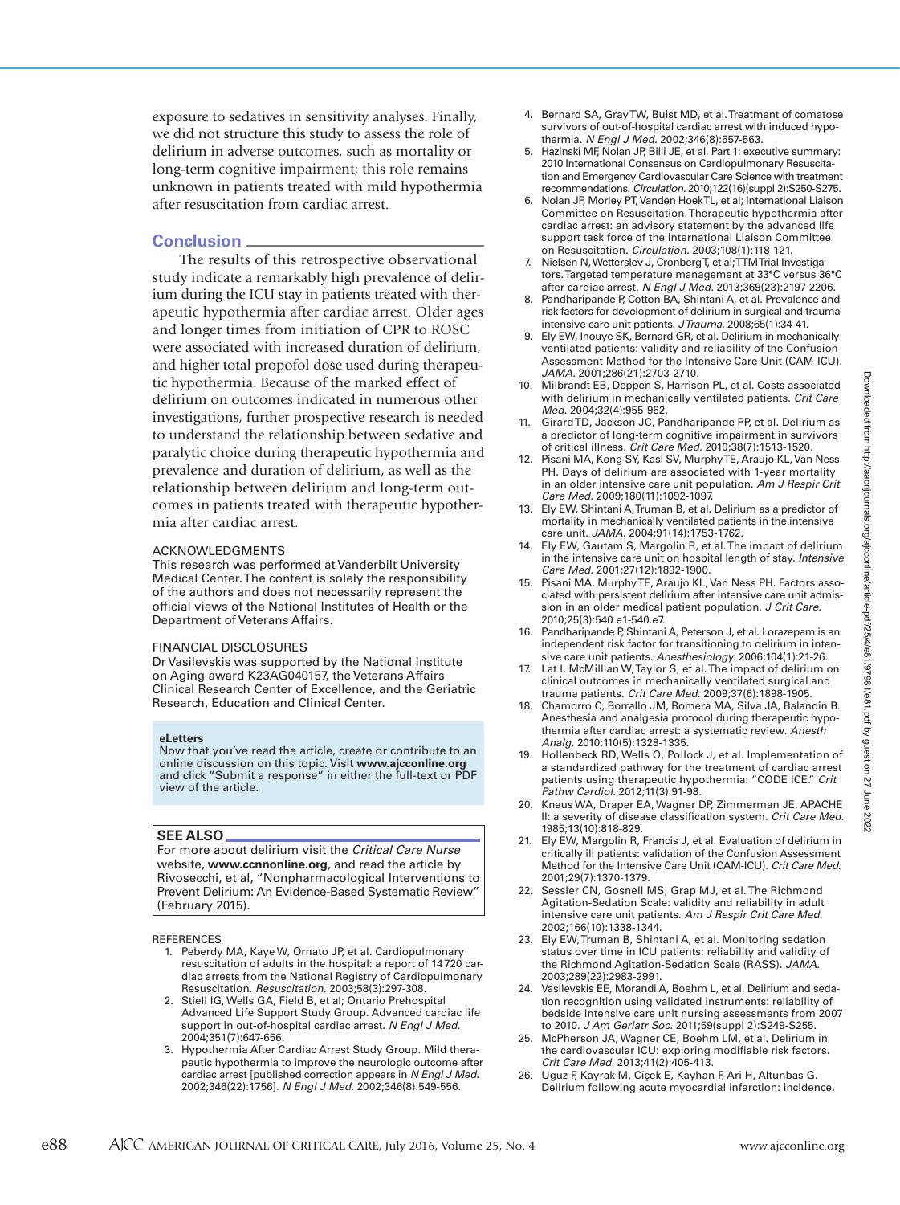exposure to sedatives in sensitivity analyses. Finally, we did not structure this study to assess the role of delirium in adverse outcomes, such as mortality or long-term cognitive impairment; this role remains unknown in patients treated with mild hypothermia after resuscitation from cardiac arrest.

## Conclusion

The results of this retrospective observational study indicate a remarkably high prevalence of delirium during the ICU stay in patients treated with therapeutic hypothermia after cardiac arrest. Older ages and longer times from initiation of CPR to ROSC were associated with increased duration of delirium, and higher total propofol dose used during therapeutic hypothermia. Because of the marked effect of delirium on outcomes indicated in numerous other investigations, further prospective research is needed to understand the relationship between sedative and paralytic choice during therapeutic hypothermia and prevalence and duration of delirium, as well as the relationship between delirium and long-term outcomes in patients treated with therapeutic hypothermia after cardiac arrest.

ACKNOWLEDGMENTS

This research was performed at Vanderbilt University Medical Center. The content is solely the responsibility of the authors and does not necessarily represent the official views of the National Institutes of Health or the Department of Veterans Affairs.

FINANCIAL DISCLOSURES

Dr Vasilevskis was supported by the National Institute on Aging award K23AG040157, the Veterans Affairs Clinical Research Center of Excellence, and the Geriatric Research, Education and Clinical Center.

**eLetters**
Now that you've read the article, create or contribute to an online discussion on this topic. Visit **www.ajcconline.org** and click "Submit a response" in either the full-text or PDF view of the article.

**SEE ALSO**
For more about delirium visit the *Critical Care Nurse* website, **www.ccnnonline.org**, and read the article by Rivosecchi, et al, "Nonpharmacological Interventions to Prevent Delirium: An Evidence-Based Systematic Review" (February 2015).

REFERENCES

1. Peberdy MA, Kaye W, Ornato JP, et al. Cardiopulmonary resuscitation of adults in the hospital: a report of 14 720 cardiac arrests from the National Registry of Cardiopulmonary Resuscitation. *Resuscitation.* 2003;58(3):297-308.
2. Stiell IG, Wells GA, Field B, et al; Ontario Prehospital Advanced Life Support Study Group. Advanced cardiac life support in out-of-hospital cardiac arrest. *N Engl J Med.* 2004;351(7):647-656.
3. Hypothermia After Cardiac Arrest Study Group. Mild therapeutic hypothermia to improve the neurologic outcome after cardiac arrest [published correction appears in *N Engl J Med.* 2002;346(22):1756]. *N Engl J Med.* 2002;346(8):549-556.
4. Bernard SA, Gray TW, Buist MD, et al. Treatment of comatose survivors of out-of-hospital cardiac arrest with induced hypothermia. *N Engl J Med.* 2002;346(8):557-563.
5. Hazinski MF, Nolan JP, Billi JE, et al. Part 1: executive summary: 2010 International Consensus on Cardiopulmonary Resuscitation and Emergency Cardiovascular Care Science with treatment recommendations. *Circulation.* 2010;122(16)(suppl 2):S250-S275.
6. Nolan JP, Morley PT, Vanden Hoek TL, et al; International Liaison Committee on Resuscitation. Therapeutic hypothermia after cardiac arrest: an advisory statement by the advanced life support task force of the International Liaison Committee on Resuscitation. *Circulation.* 2003;108(1):118-121.
7. Nielsen N, Wetterslev J, Cronberg T, et al; TTM Trial Investigators. Targeted temperature management at 33°C versus 36°C after cardiac arrest. *N Engl J Med.* 2013;369(23):2197-2206.
8. Pandharipande P, Cotton BA, Shintani A, et al. Prevalence and risk factors for development of delirium in surgical and trauma intensive care unit patients. *J Trauma.* 2008;65(1):34-41.
9. Ely EW, Inouye SK, Bernard GR, et al. Delirium in mechanically ventilated patients: validity and reliability of the Confusion Assessment Method for the Intensive Care Unit (CAM-ICU). *JAMA.* 2001;286(21):2703-2710.
10. Milbrandt EB, Deppen S, Harrison PL, et al. Costs associated with delirium in mechanically ventilated patients. *Crit Care Med.* 2004;32(4):955-962.
11. Girard TD, Jackson JC, Pandharipande PP, et al. Delirium as a predictor of long-term cognitive impairment in survivors of critical illness. *Crit Care Med.* 2010;38(7):1513-1520.
12. Pisani MA, Kong SY, Kasl SV, Murphy TE, Araujo KL, Van Ness PH. Days of delirium are associated with 1-year mortality in an older intensive care unit population. *Am J Respir Crit Care Med.* 2009;180(11):1092-1097.
13. Ely EW, Shintani A, Truman B, et al. Delirium as a predictor of mortality in mechanically ventilated patients in the intensive care unit. *JAMA.* 2004;91(14):1753-1762.
14. Ely EW, Gautam S, Margolin R, et al. The impact of delirium in the intensive care unit on hospital length of stay. *Intensive Care Med.* 2001;27(12):1892-1900.
15. Pisani MA, Murphy TE, Araujo KL, Van Ness PH. Factors associated with persistent delirium after intensive care unit admission in an older medical patient population. *J Crit Care.* 2010;25(3):540 e1-540.e7.
16. Pandharipande P, Shintani A, Peterson J, et al. Lorazepam is an independent risk factor for transitioning to delirium in intensive care unit patients. *Anesthesiology.* 2006;104(1):21-26.
17. Lat I, McMillian W, Taylor S, et al. The impact of delirium on clinical outcomes in mechanically ventilated surgical and trauma patients. *Crit Care Med.* 2009;37(6):1898-1905.
18. Chamorro C, Borrallo JM, Romera MA, Silva JA, Balandin B. Anesthesia and analgesia protocol during therapeutic hypothermia after cardiac arrest: a systematic review. *Anesth Analg.* 2010;110(5):1328-1335.
19. Hollenbeck RD, Wells Q, Pollock J, et al. Implementation of a standardized pathway for the treatment of cardiac arrest patients using therapeutic hypothermia: "CODE ICE." *Crit Pathw Cardiol.* 2012;11(3):91-98.
20. Knaus WA, Draper EA, Wagner DP, Zimmerman JE. APACHE II: a severity of disease classification system. *Crit Care Med.* 1985;13(10):818-829.
21. Ely EW, Margolin R, Francis J, et al. Evaluation of delirium in critically ill patients: validation of the Confusion Assessment Method for the Intensive Care Unit (CAM-ICU). *Crit Care Med.* 2001;29(7):1370-1379.
22. Sessler CN, Gosnell MS, Grap MJ, et al. The Richmond Agitation-Sedation Scale: validity and reliability in adult intensive care unit patients. *Am J Respir Crit Care Med.* 2002;166(10):1338-1344.
23. Ely EW, Truman B, Shintani A, et al. Monitoring sedation status over time in ICU patients: reliability and validity of the Richmond Agitation-Sedation Scale (RASS). *JAMA.* 2003;289(22):2983-2991.
24. Vasilevskis EE, Morandi A, Boehm L, et al. Delirium and sedation recognition using validated instruments: reliability of bedside intensive care unit nursing assessments from 2007 to 2010. *J Am Geriatr Soc.* 2011;59(suppl 2):S249-S255.
25. McPherson JA, Wagner CE, Boehm LM, et al. Delirium in the cardiovascular ICU: exploring modifiable risk factors. *Crit Care Med.* 2013;41(2):405-413.
26. Uguz F, Kayrak M, Çiçek E, Kayhan F, Ari H, Altunbas G. Delirium following acute myocardial infarction: incidence,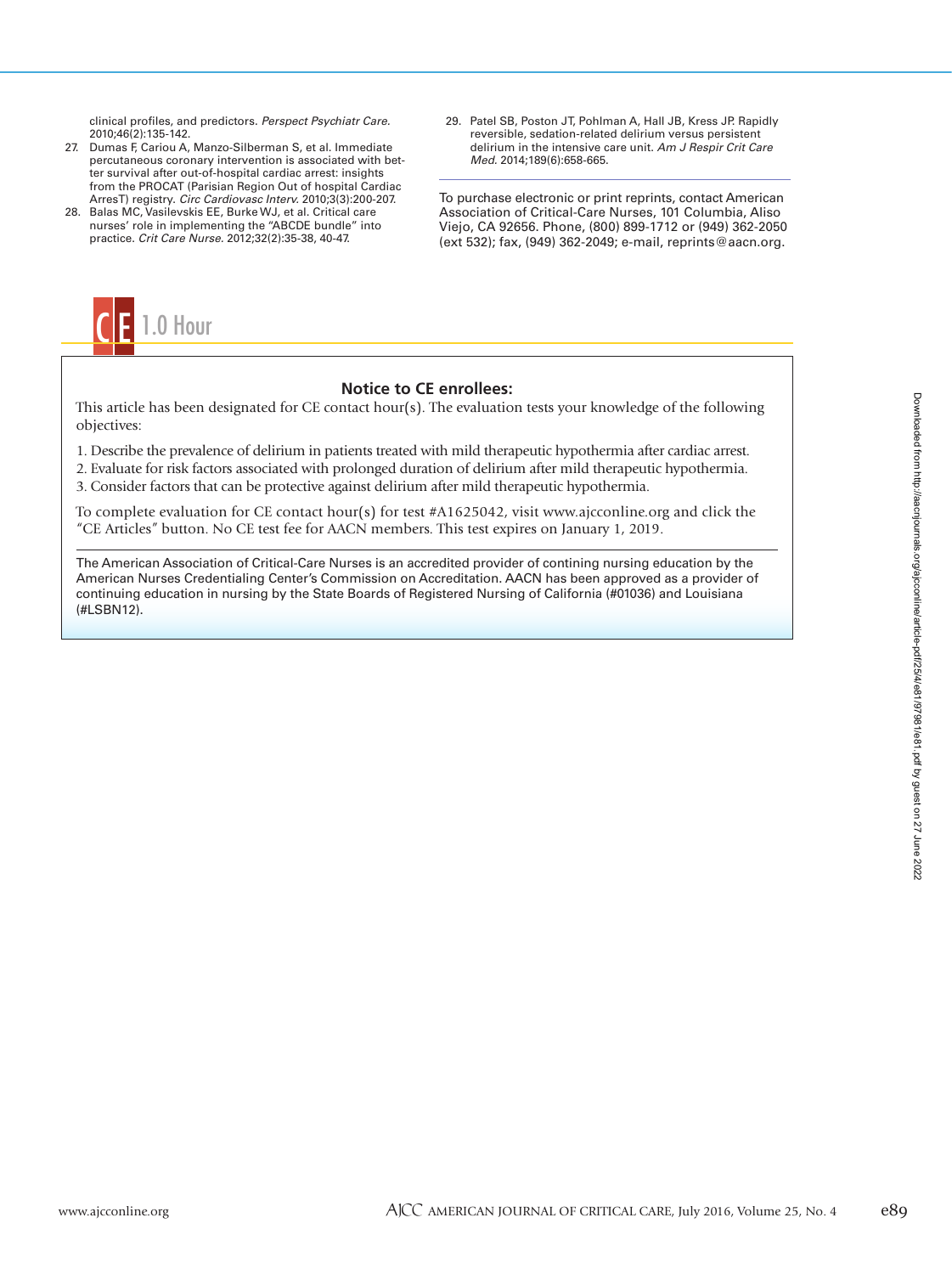clinical profiles, and predictors. *Perspect Psychiatr Care.* 2010;46(2):135-142.

27. Dumas F, Cariou A, Manzo-Silberman S, et al. Immediate percutaneous coronary intervention is associated with better survival after out-of-hospital cardiac arrest: insights from the PROCAT (Parisian Region Out of hospital Cardiac ArresT) registry. *Circ Cardiovasc Interv.* 2010;3(3):200-207.
28. Balas MC, Vasilevskis EE, Burke WJ, et al. Critical care nurses' role in implementing the "ABCDE bundle" into practice. *Crit Care Nurse.* 2012;32(2):35-38, 40-47.
29. Patel SB, Poston JT, Pohlman A, Hall JB, Kress JP. Rapidly reversible, sedation-related delirium versus persistent delirium in the intensive care unit. *Am J Respir Crit Care Med.* 2014;189(6):658-665.

To purchase electronic or print reprints, contact American Association of Critical-Care Nurses, 101 Columbia, Aliso Viejo, CA 92656. Phone, (800) 899-1712 or (949) 362-2050 (ext 532); fax, (949) 362-2049; e-mail, reprints@aacn.org.

## CE 1.0 Hour

**Notice to CE enrollees:**

This article has been designated for CE contact hour(s). The evaluation tests your knowledge of the following objectives:

1. Describe the prevalence of delirium in patients treated with mild therapeutic hypothermia after cardiac arrest.
2. Evaluate for risk factors associated with prolonged duration of delirium after mild therapeutic hypothermia.
3. Consider factors that can be protective against delirium after mild therapeutic hypothermia.

To complete evaluation for CE contact hour(s) for test #A1625042, visit www.ajcconline.org and click the "CE Articles" button. No CE test fee for AACN members. This test expires on January 1, 2019.

The American Association of Critical-Care Nurses is an accredited provider of contining nursing education by the American Nurses Credentialing Center's Commission on Accreditation. AACN has been approved as a provider of continuing education in nursing by the State Boards of Registered Nursing of California (#01036) and Louisiana (#LSBN12).